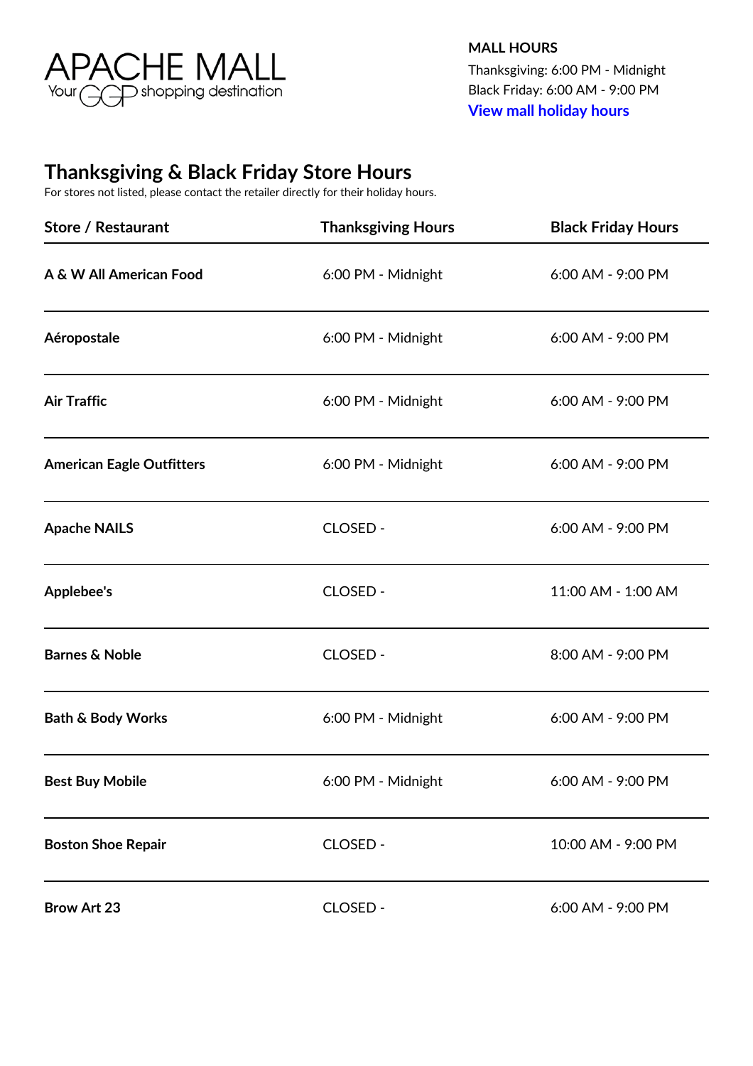# APACHE MALL

Your GGP shopping destination

**MALL HOURS**

Thanksgiving: 6:00 PM - Midnight
Black Friday: 6:00 AM - 9:00 PM
**View mall holiday hours**

## Thanksgiving & Black Friday Store Hours

For stores not listed, please contact the retailer directly for their holiday hours.

| Store / Restaurant | Thanksgiving Hours | Black Friday Hours |
| --- | --- | --- |
| **A & W All American Food** | 6:00 PM - Midnight | 6:00 AM - 9:00 PM |
| **Aéropostale** | 6:00 PM - Midnight | 6:00 AM - 9:00 PM |
| **Air Traffic** | 6:00 PM - Midnight | 6:00 AM - 9:00 PM |
| **American Eagle Outfitters** | 6:00 PM - Midnight | 6:00 AM - 9:00 PM |
| **Apache NAILS** | CLOSED - | 6:00 AM - 9:00 PM |
| **Applebee's** | CLOSED - | 11:00 AM - 1:00 AM |
| **Barnes & Noble** | CLOSED - | 8:00 AM - 9:00 PM |
| **Bath & Body Works** | 6:00 PM - Midnight | 6:00 AM - 9:00 PM |
| **Best Buy Mobile** | 6:00 PM - Midnight | 6:00 AM - 9:00 PM |
| **Boston Shoe Repair** | CLOSED - | 10:00 AM - 9:00 PM |
| **Brow Art 23** | CLOSED - | 6:00 AM - 9:00 PM |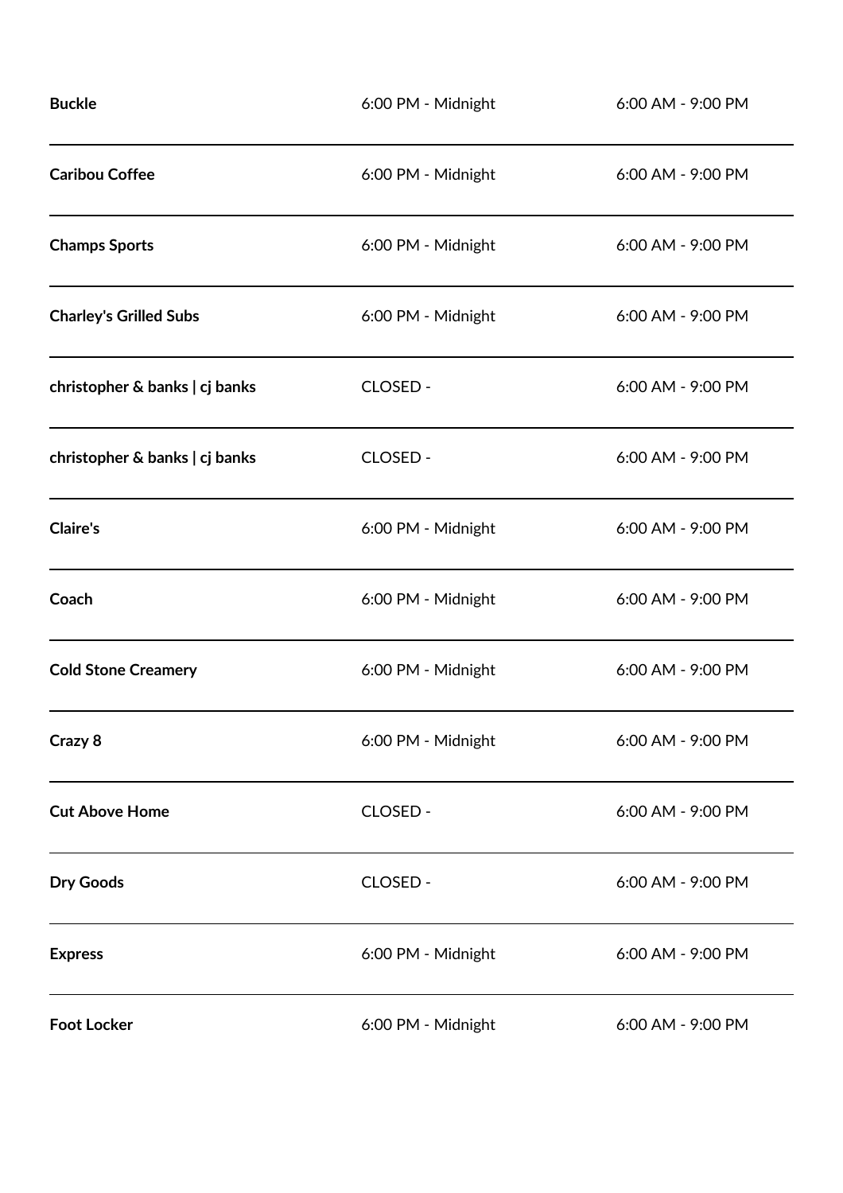| | | |
|---|---|---|
| **Buckle** | 6:00 PM - Midnight | 6:00 AM - 9:00 PM |
| **Caribou Coffee** | 6:00 PM - Midnight | 6:00 AM - 9:00 PM |
| **Champs Sports** | 6:00 PM - Midnight | 6:00 AM - 9:00 PM |
| **Charley's Grilled Subs** | 6:00 PM - Midnight | 6:00 AM - 9:00 PM |
| **christopher & banks \| cj banks** | CLOSED - | 6:00 AM - 9:00 PM |
| **christopher & banks \| cj banks** | CLOSED - | 6:00 AM - 9:00 PM |
| **Claire's** | 6:00 PM - Midnight | 6:00 AM - 9:00 PM |
| **Coach** | 6:00 PM - Midnight | 6:00 AM - 9:00 PM |
| **Cold Stone Creamery** | 6:00 PM - Midnight | 6:00 AM - 9:00 PM |
| **Crazy 8** | 6:00 PM - Midnight | 6:00 AM - 9:00 PM |
| **Cut Above Home** | CLOSED - | 6:00 AM - 9:00 PM |
| **Dry Goods** | CLOSED - | 6:00 AM - 9:00 PM |
| **Express** | 6:00 PM - Midnight | 6:00 AM - 9:00 PM |
| **Foot Locker** | 6:00 PM - Midnight | 6:00 AM - 9:00 PM |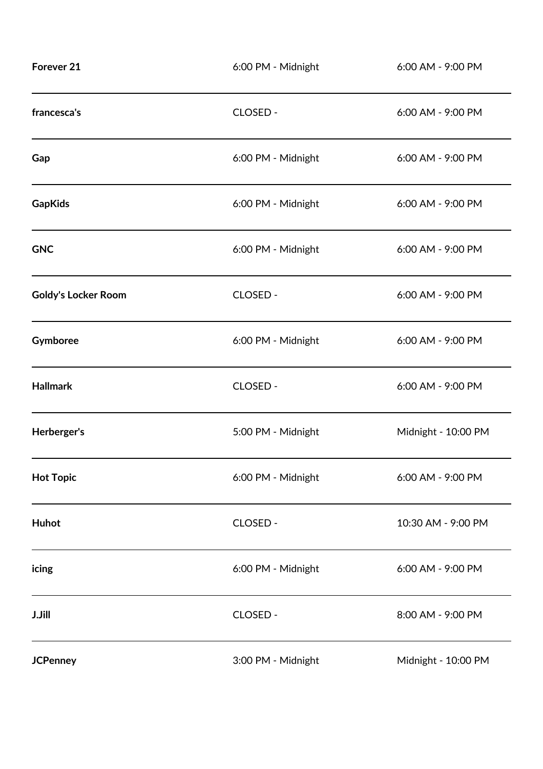| | | |
|---|---|---|
| **Forever 21** | 6:00 PM - Midnight | 6:00 AM - 9:00 PM |
| **francesca's** | CLOSED - | 6:00 AM - 9:00 PM |
| **Gap** | 6:00 PM - Midnight | 6:00 AM - 9:00 PM |
| **GapKids** | 6:00 PM - Midnight | 6:00 AM - 9:00 PM |
| **GNC** | 6:00 PM - Midnight | 6:00 AM - 9:00 PM |
| **Goldy's Locker Room** | CLOSED - | 6:00 AM - 9:00 PM |
| **Gymboree** | 6:00 PM - Midnight | 6:00 AM - 9:00 PM |
| **Hallmark** | CLOSED - | 6:00 AM - 9:00 PM |
| **Herberger's** | 5:00 PM - Midnight | Midnight - 10:00 PM |
| **Hot Topic** | 6:00 PM - Midnight | 6:00 AM - 9:00 PM |
| **Huhot** | CLOSED - | 10:30 AM - 9:00 PM |
| **icing** | 6:00 PM - Midnight | 6:00 AM - 9:00 PM |
| **J.Jill** | CLOSED - | 8:00 AM - 9:00 PM |
| **JCPenney** | 3:00 PM - Midnight | Midnight - 10:00 PM |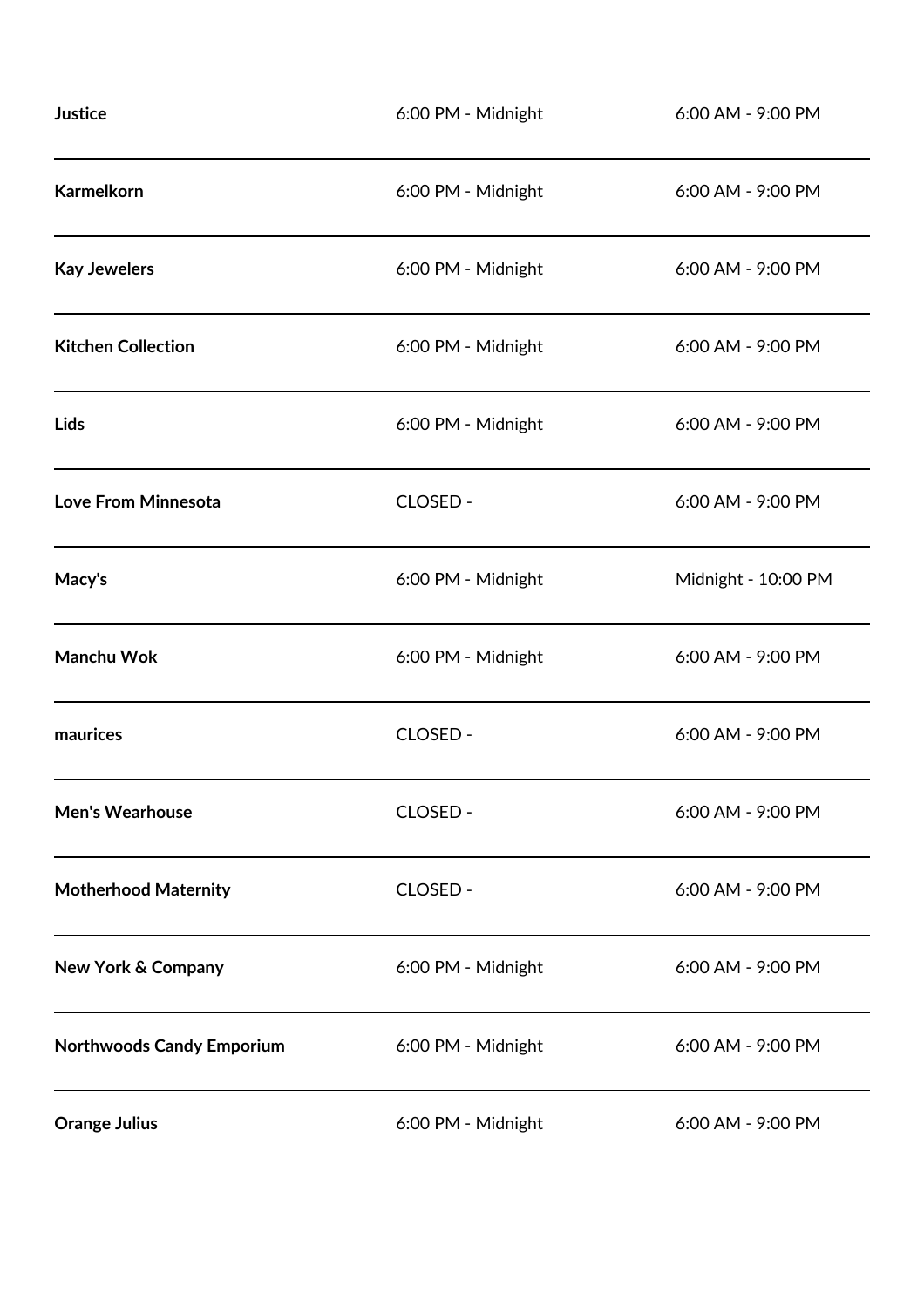| | | |
|---|---|---|
| **Justice** | 6:00 PM - Midnight | 6:00 AM - 9:00 PM |
| **Karmelkorn** | 6:00 PM - Midnight | 6:00 AM - 9:00 PM |
| **Kay Jewelers** | 6:00 PM - Midnight | 6:00 AM - 9:00 PM |
| **Kitchen Collection** | 6:00 PM - Midnight | 6:00 AM - 9:00 PM |
| **Lids** | 6:00 PM - Midnight | 6:00 AM - 9:00 PM |
| **Love From Minnesota** | CLOSED - | 6:00 AM - 9:00 PM |
| **Macy's** | 6:00 PM - Midnight | Midnight - 10:00 PM |
| **Manchu Wok** | 6:00 PM - Midnight | 6:00 AM - 9:00 PM |
| **maurices** | CLOSED - | 6:00 AM - 9:00 PM |
| **Men's Wearhouse** | CLOSED - | 6:00 AM - 9:00 PM |
| **Motherhood Maternity** | CLOSED - | 6:00 AM - 9:00 PM |
| **New York & Company** | 6:00 PM - Midnight | 6:00 AM - 9:00 PM |
| **Northwoods Candy Emporium** | 6:00 PM - Midnight | 6:00 AM - 9:00 PM |
| **Orange Julius** | 6:00 PM - Midnight | 6:00 AM - 9:00 PM |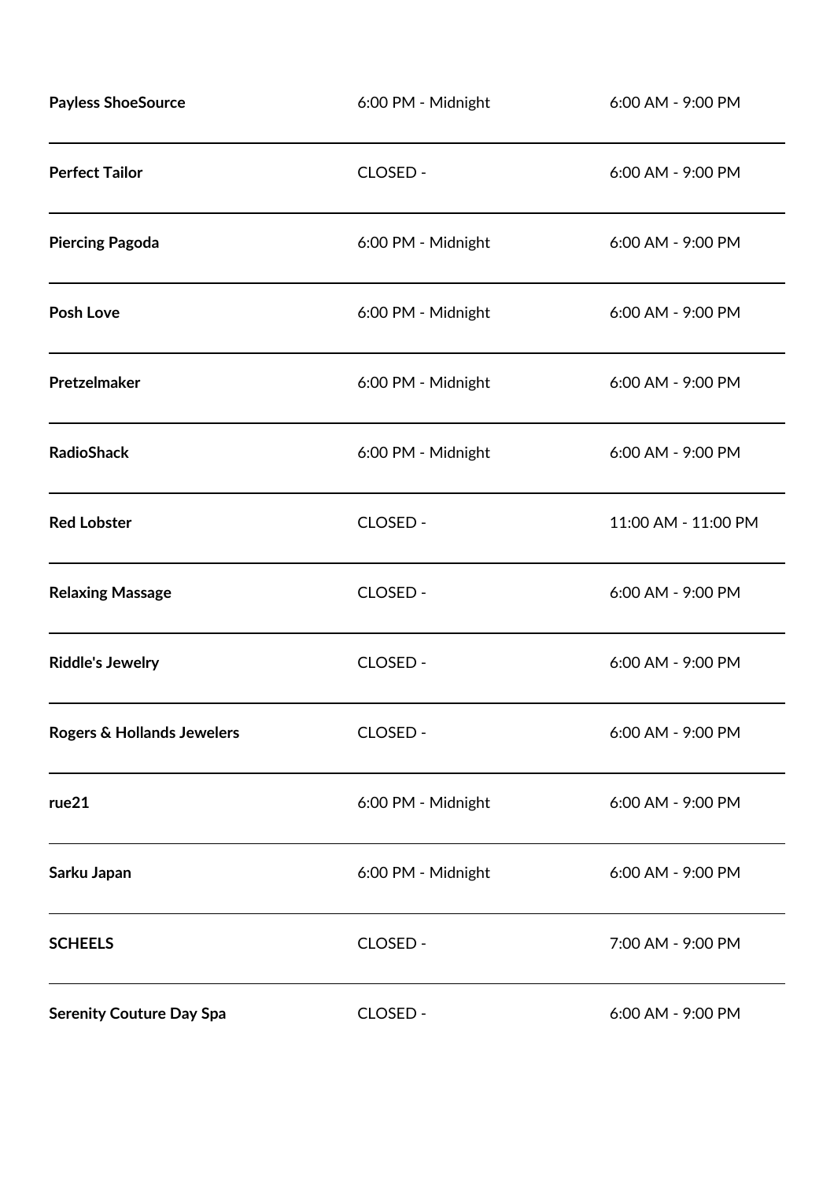| | | |
|---|---|---|
| **Payless ShoeSource** | 6:00 PM - Midnight | 6:00 AM - 9:00 PM |
| **Perfect Tailor** | CLOSED - | 6:00 AM - 9:00 PM |
| **Piercing Pagoda** | 6:00 PM - Midnight | 6:00 AM - 9:00 PM |
| **Posh Love** | 6:00 PM - Midnight | 6:00 AM - 9:00 PM |
| **Pretzelmaker** | 6:00 PM - Midnight | 6:00 AM - 9:00 PM |
| **RadioShack** | 6:00 PM - Midnight | 6:00 AM - 9:00 PM |
| **Red Lobster** | CLOSED - | 11:00 AM - 11:00 PM |
| **Relaxing Massage** | CLOSED - | 6:00 AM - 9:00 PM |
| **Riddle's Jewelry** | CLOSED - | 6:00 AM - 9:00 PM |
| **Rogers & Hollands Jewelers** | CLOSED - | 6:00 AM - 9:00 PM |
| **rue21** | 6:00 PM - Midnight | 6:00 AM - 9:00 PM |
| **Sarku Japan** | 6:00 PM - Midnight | 6:00 AM - 9:00 PM |
| **SCHEELS** | CLOSED - | 7:00 AM - 9:00 PM |
| **Serenity Couture Day Spa** | CLOSED - | 6:00 AM - 9:00 PM |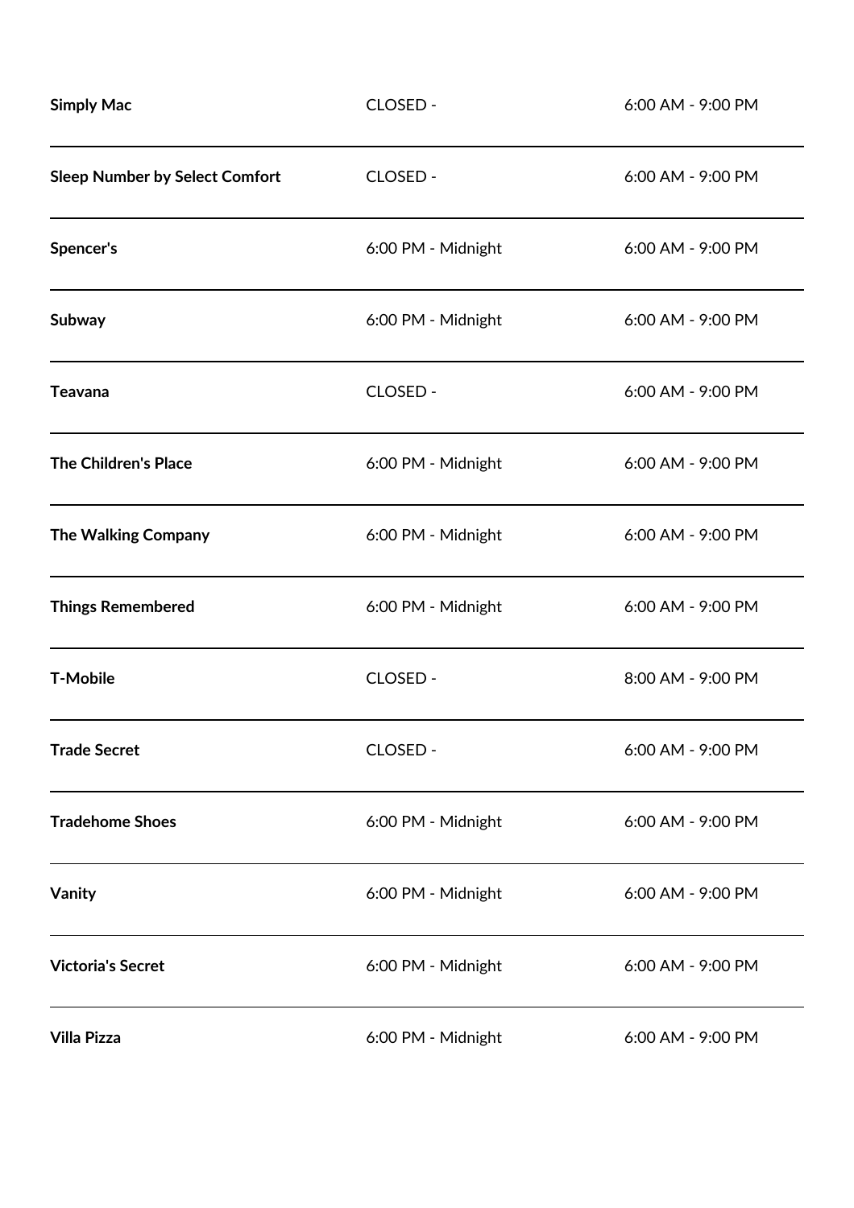| | | |
|---|---|---|
| **Simply Mac** | CLOSED - | 6:00 AM - 9:00 PM |
| **Sleep Number by Select Comfort** | CLOSED - | 6:00 AM - 9:00 PM |
| **Spencer's** | 6:00 PM - Midnight | 6:00 AM - 9:00 PM |
| **Subway** | 6:00 PM - Midnight | 6:00 AM - 9:00 PM |
| **Teavana** | CLOSED - | 6:00 AM - 9:00 PM |
| **The Children's Place** | 6:00 PM - Midnight | 6:00 AM - 9:00 PM |
| **The Walking Company** | 6:00 PM - Midnight | 6:00 AM - 9:00 PM |
| **Things Remembered** | 6:00 PM - Midnight | 6:00 AM - 9:00 PM |
| **T-Mobile** | CLOSED - | 8:00 AM - 9:00 PM |
| **Trade Secret** | CLOSED - | 6:00 AM - 9:00 PM |
| **Tradehome Shoes** | 6:00 PM - Midnight | 6:00 AM - 9:00 PM |
| **Vanity** | 6:00 PM - Midnight | 6:00 AM - 9:00 PM |
| **Victoria's Secret** | 6:00 PM - Midnight | 6:00 AM - 9:00 PM |
| **Villa Pizza** | 6:00 PM - Midnight | 6:00 AM - 9:00 PM |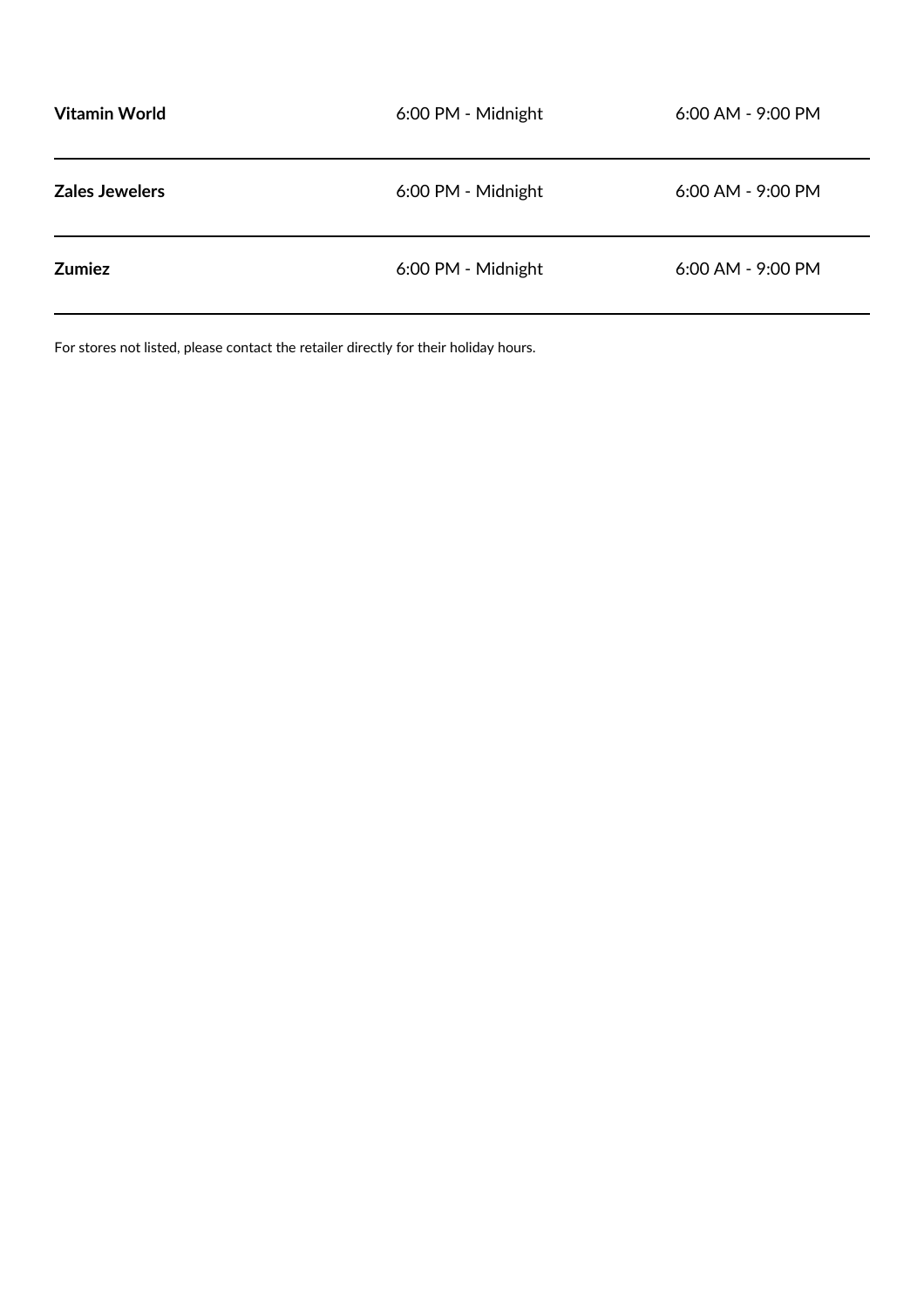| | | |
|---|---|---|
| **Vitamin World** | 6:00 PM - Midnight | 6:00 AM - 9:00 PM |
| **Zales Jewelers** | 6:00 PM - Midnight | 6:00 AM - 9:00 PM |
| **Zumiez** | 6:00 PM - Midnight | 6:00 AM - 9:00 PM |

For stores not listed, please contact the retailer directly for their holiday hours.